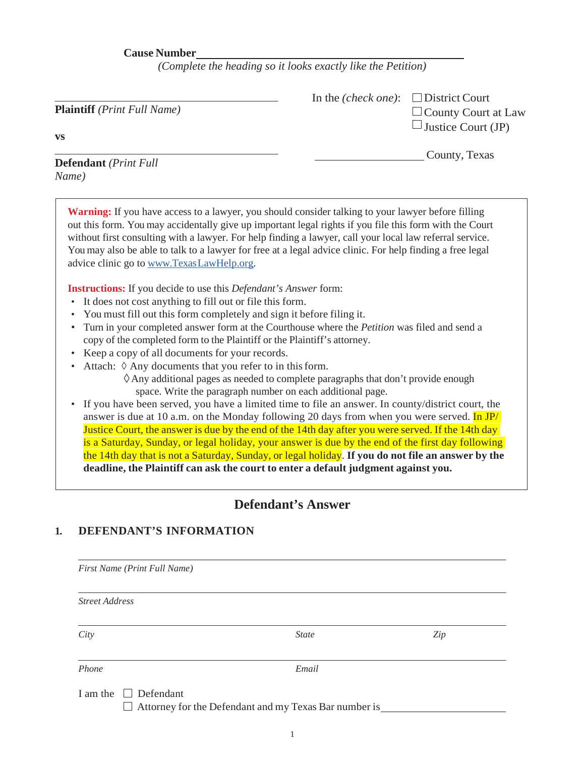**Cause Number** ______________________________________________

*(Complete the heading so it looks exactly like the Petition)*

______________________________________

**Plaintiff** *(Print Full Name)*

**vs**

______________________________________

**Defendant** *(Print Full Name)*

In the *(check one)*: ☐ District Court ☐ County Court at Law ☐ Justice Court (JP)

____________________ County, Texas

---

**Warning:** If you have access to a lawyer, you should consider talking to your lawyer before filling out this form. You may accidentally give up important legal rights if you file this form with the Court without first consulting with a lawyer. For help finding a lawyer, call your local law referral service. You may also be able to talk to a lawyer for free at a legal advice clinic. For help finding a free legal advice clinic go to www.TexasLawHelp.org.

**Instructions:** If you decide to use this *Defendant's Answer* form:

- It does not cost anything to fill out or file this form.
- You must fill out this form completely and sign it before filing it.
- Turn in your completed answer form at the Courthouse where the *Petition* was filed and send a copy of the completed form to the Plaintiff or the Plaintiff's attorney.
- Keep a copy of all documents for your records.
- Attach: ◊ Any documents that you refer to in this form.
  ◊ Any additional pages as needed to complete paragraphs that don't provide enough space. Write the paragraph number on each additional page.
- If you have been served, you have a limited time to file an answer. In county/district court, the answer is due at 10 a.m. on the Monday following 20 days from when you were served. In JP/ Justice Court, the answer is due by the end of the 14th day after you were served. If the 14th day is a Saturday, Sunday, or legal holiday, your answer is due by the end of the first day following the 14th day that is not a Saturday, Sunday, or legal holiday. **If you do not file an answer by the deadline, the Plaintiff can ask the court to enter a default judgment against you.**

---

## Defendant's Answer

### 1. DEFENDANT'S INFORMATION

______________________________________________________________

*First Name (Print Full Name)*

______________________________________________________________

*Street Address*

______________________________________________________________

*City* *State* *Zip*

______________________________________________________________

*Phone* *Email*

I am the ☐ Defendant

☐ Attorney for the Defendant and my Texas Bar number is ____________________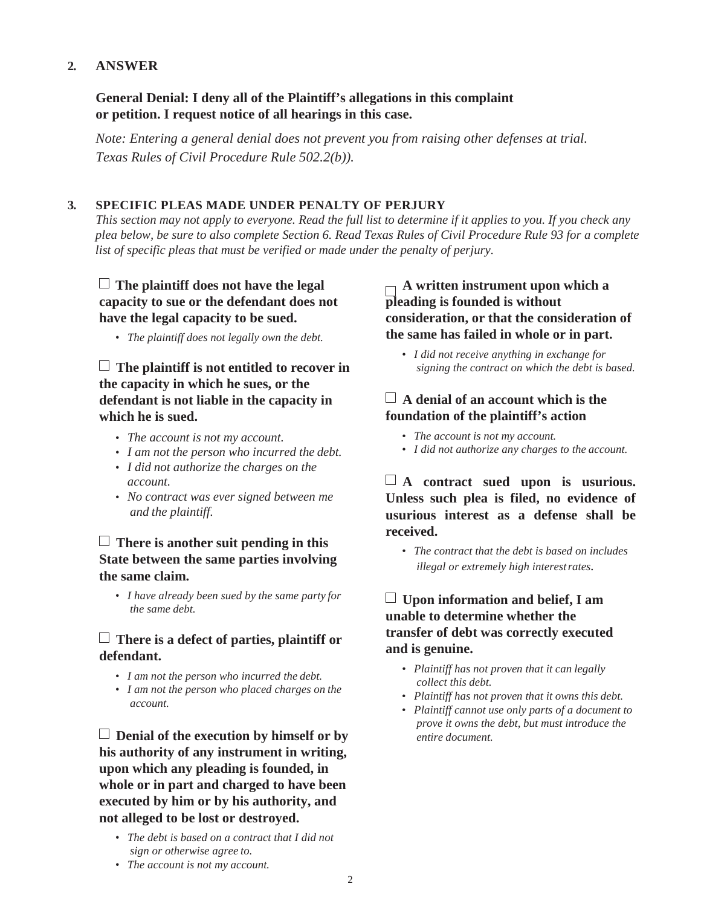## 2. ANSWER

**General Denial: I deny all of the Plaintiff's allegations in this complaint or petition. I request notice of all hearings in this case.**

*Note: Entering a general denial does not prevent you from raising other defenses at trial. Texas Rules of Civil Procedure Rule 502.2(b)).*

## 3. SPECIFIC PLEAS MADE UNDER PENALTY OF PERJURY

*This section may not apply to everyone. Read the full list to determine if it applies to you. If you check any plea below, be sure to also complete Section 6. Read Texas Rules of Civil Procedure Rule 93 for a complete list of specific pleas that must be verified or made under the penalty of perjury.*

☐ **The plaintiff does not have the legal capacity to sue or the defendant does not have the legal capacity to be sued.**

- *The plaintiff does not legally own the debt.*

☐ **The plaintiff is not entitled to recover in the capacity in which he sues, or the defendant is not liable in the capacity in which he is sued.**

- *The account is not my account.*
- *I am not the person who incurred the debt.*
- *I did not authorize the charges on the account.*
- *No contract was ever signed between me and the plaintiff.*

☐ **There is another suit pending in this State between the same parties involving the same claim.**

- *I have already been sued by the same party for the same debt.*

☐ **There is a defect of parties, plaintiff or defendant.**

- *I am not the person who incurred the debt.*
- *I am not the person who placed charges on the account.*

☐ **Denial of the execution by himself or by his authority of any instrument in writing, upon which any pleading is founded, in whole or in part and charged to have been executed by him or by his authority, and not alleged to be lost or destroyed.**

- *The debt is based on a contract that I did not sign or otherwise agree to.*
- *The account is not my account.*

☐ **A written instrument upon which a pleading is founded is without consideration, or that the consideration of the same has failed in whole or in part.**

- *I did not receive anything in exchange for signing the contract on which the debt is based.*

☐ **A denial of an account which is the foundation of the plaintiff's action**

- *The account is not my account.*
- *I did not authorize any charges to the account.*

☐ **A contract sued upon is usurious. Unless such plea is filed, no evidence of usurious interest as a defense shall be received.**

- *The contract that the debt is based on includes illegal or extremely high interest rates.*

☐ **Upon information and belief, I am unable to determine whether the transfer of debt was correctly executed and is genuine.**

- *Plaintiff has not proven that it can legally collect this debt.*
- *Plaintiff has not proven that it owns this debt.*
- *Plaintiff cannot use only parts of a document to prove it owns the debt, but must introduce the entire document.*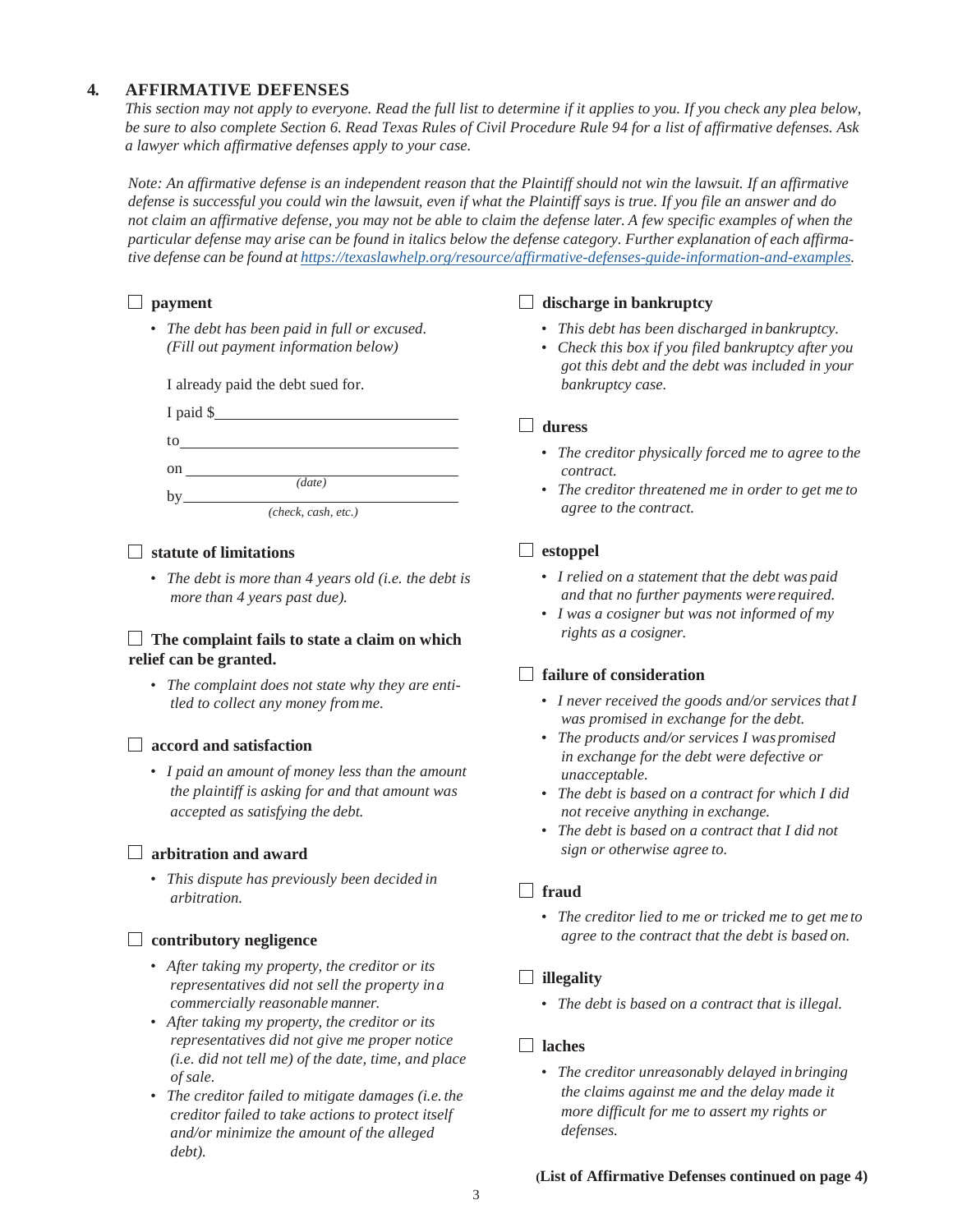## 4. AFFIRMATIVE DEFENSES

*This section may not apply to everyone. Read the full list to determine if it applies to you. If you check any plea below, be sure to also complete Section 6. Read Texas Rules of Civil Procedure Rule 94 for a list of affirmative defenses. Ask a lawyer which affirmative defenses apply to your case.*

*Note: An affirmative defense is an independent reason that the Plaintiff should not win the lawsuit. If an affirmative defense is successful you could win the lawsuit, even if what the Plaintiff says is true. If you file an answer and do not claim an affirmative defense, you may not be able to claim the defense later. A few specific examples of when the particular defense may arise can be found in italics below the defense category. Further explanation of each affirmative defense can be found at [https://texaslawhelp.org/resource/affirmative-defenses-guide-information-and-examples](https://texaslawhelp.org/resource/affirmative-defenses-guide-information-and-examples).*

☐ **payment**

- *The debt has been paid in full or excused. (Fill out payment information below)*

I already paid the debt sued for.

I paid $\_\_\_\_\_\_\_\_\_\_\_\_\_\_\_\_\_\_\_\_\_\_\_\_\_\_\_\_

to\_\_\_\_\_\_\_\_\_\_\_\_\_\_\_\_\_\_\_\_\_\_\_\_\_\_\_\_\_\_\_\_

on \_\_\_\_\_\_\_\_\_\_\_\_\_\_\_\_\_\_\_\_\_\_\_\_\_\_\_\_\_\_\_
*(date)*

by\_\_\_\_\_\_\_\_\_\_\_\_\_\_\_\_\_\_\_\_\_\_\_\_\_\_\_\_\_\_\_\_
*(check, cash, etc.)*

☐ **statute of limitations**

- *The debt is more than 4 years old (i.e. the debt is more than 4 years past due).*

☐ **The complaint fails to state a claim on which relief can be granted.**

- *The complaint does not state why they are entitled to collect any money from me.*

☐ **accord and satisfaction**

- *I paid an amount of money less than the amount the plaintiff is asking for and that amount was accepted as satisfying the debt.*

☐ **arbitration and award**

- *This dispute has previously been decided in arbitration.*

☐ **contributory negligence**

- *After taking my property, the creditor or its representatives did not sell the property in a commercially reasonable manner.*
- *After taking my property, the creditor or its representatives did not give me proper notice (i.e. did not tell me) of the date, time, and place of sale.*
- *The creditor failed to mitigate damages (i.e. the creditor failed to take actions to protect itself and/or minimize the amount of the alleged debt).*

☐ **discharge in bankruptcy**

- *This debt has been discharged in bankruptcy.*
- *Check this box if you filed bankruptcy after you got this debt and the debt was included in your bankruptcy case.*

☐ **duress**

- *The creditor physically forced me to agree to the contract.*
- *The creditor threatened me in order to get me to agree to the contract.*

☐ **estoppel**

- *I relied on a statement that the debt was paid and that no further payments were required.*
- *I was a cosigner but was not informed of my rights as a cosigner.*

☐ **failure of consideration**

- *I never received the goods and/or services that I was promised in exchange for the debt.*
- *The products and/or services I was promised in exchange for the debt were defective or unacceptable.*
- *The debt is based on a contract for which I did not receive anything in exchange.*
- *The debt is based on a contract that I did not sign or otherwise agree to.*

☐ **fraud**

- *The creditor lied to me or tricked me to get me to agree to the contract that the debt is based on.*

☐ **illegality**

- *The debt is based on a contract that is illegal.*

☐ **laches**

- *The creditor unreasonably delayed in bringing the claims against me and the delay made it more difficult for me to assert my rights or defenses.*

**(List of Affirmative Defenses continued on page 4)**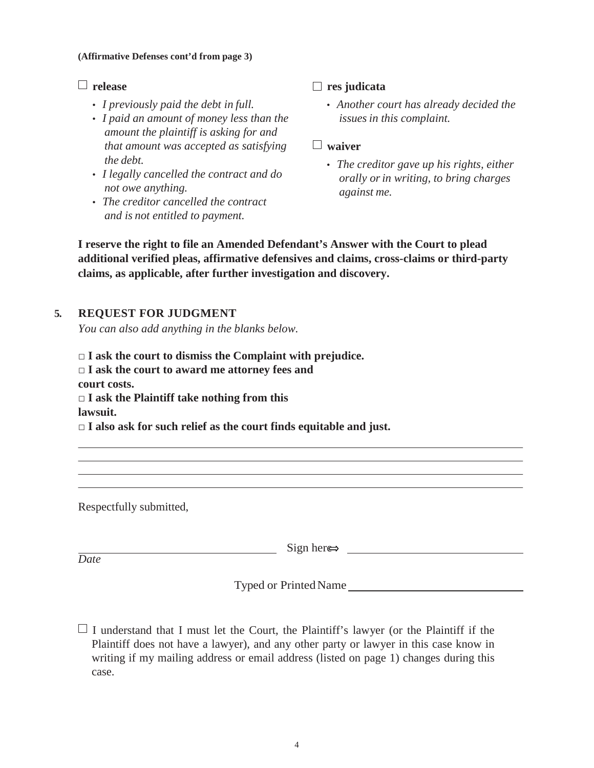**(Affirmative Defenses cont'd from page 3)**

☐ **release**

- *I previously paid the debt in full.*
- *I paid an amount of money less than the amount the plaintiff is asking for and that amount was accepted as satisfying the debt.*
- *I legally cancelled the contract and do not owe anything.*
- *The creditor cancelled the contract and is not entitled to payment.*

☐ **res judicata**

- *Another court has already decided the issues in this complaint.*

☐ **waiver**

- *The creditor gave up his rights, either orally or in writing, to bring charges against me.*

**I reserve the right to file an Amended Defendant's Answer with the Court to plead additional verified pleas, affirmative defensives and claims, cross-claims or third-party claims, as applicable, after further investigation and discovery.**

## 5. REQUEST FOR JUDGMENT

*You can also add anything in the blanks below.*

☐ **I ask the court to dismiss the Complaint with prejudice.**
☐ **I ask the court to award me attorney fees and court costs.**
☐ **I ask the Plaintiff take nothing from this lawsuit.**
☐ **I also ask for such relief as the court finds equitable and just.**

______________________________________________________________________
______________________________________________________________________
______________________________________________________________________
______________________________________________________________________

Respectfully submitted,

______________________________ Sign here⇨ ______________________________
*Date*

Typed or Printed Name ______________________________

☐ I understand that I must let the Court, the Plaintiff's lawyer (or the Plaintiff if the Plaintiff does not have a lawyer), and any other party or lawyer in this case know in writing if my mailing address or email address (listed on page 1) changes during this case.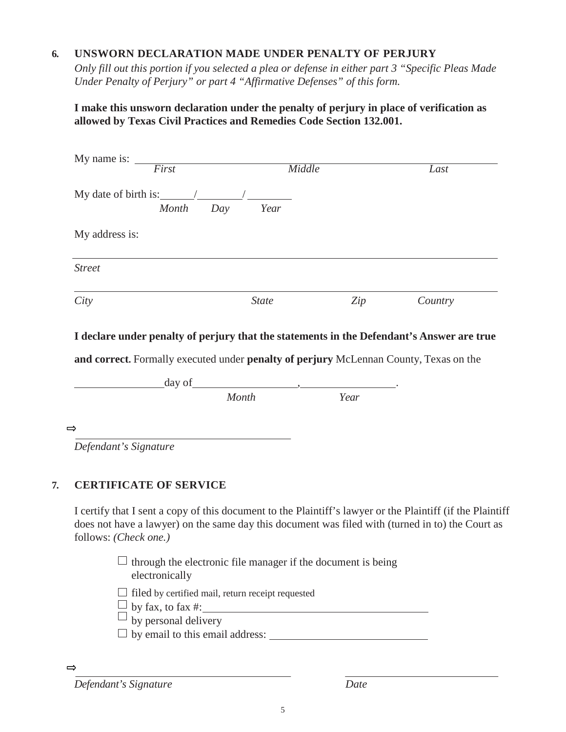## 6. UNSWORN DECLARATION MADE UNDER PENALTY OF PERJURY

*Only fill out this portion if you selected a plea or defense in either part 3 "Specific Pleas Made Under Penalty of Perjury" or part 4 "Affirmative Defenses" of this form.*

**I make this unsworn declaration under the penalty of perjury in place of verification as allowed by Texas Civil Practices and Remedies Code Section 132.001.**

My name is: \_\_\_\_\_\_\_\_\_\_\_\_\_\_\_\_\_\_\_\_\_\_\_\_\_\_\_\_\_\_\_\_\_\_\_\_\_\_\_\_\_\_\_\_\_\_\_\_\_\_\_\_\_\_\_\_
*First* *Middle* *Last*

My date of birth is: \_\_\_\_\_\_/\_\_\_\_\_\_\_\_/\_\_\_\_\_\_\_\_
*Month* *Day* *Year*

My address is:

\_\_\_\_\_\_\_\_\_\_\_\_\_\_\_\_\_\_\_\_\_\_\_\_\_\_\_\_\_\_\_\_\_\_\_\_\_\_\_\_\_\_\_\_\_\_\_\_\_\_\_\_\_\_\_\_\_\_\_\_\_\_\_\_\_\_\_\_
*Street*

\_\_\_\_\_\_\_\_\_\_\_\_\_\_\_\_\_\_\_\_\_\_\_\_\_\_\_\_\_\_\_\_\_\_\_\_\_\_\_\_\_\_\_\_\_\_\_\_\_\_\_\_\_\_\_\_\_\_\_\_\_\_\_\_\_\_\_\_
*City* *State* *Zip* *Country*

**I declare under penalty of perjury that the statements in the Defendant's Answer are true and correct.** Formally executed under **penalty of perjury** McLennan County, Texas on the

\_\_\_\_\_\_\_\_\_\_\_\_\_\_\_\_day of\_\_\_\_\_\_\_\_\_\_\_\_\_\_\_\_\_\_\_, \_\_\_\_\_\_\_\_\_\_\_\_\_\_\_\_\_.
*Month* *Year*

⇨ \_\_\_\_\_\_\_\_\_\_\_\_\_\_\_\_\_\_\_\_\_\_\_\_\_\_\_\_\_\_\_\_\_\_\_\_\_\_\_\_
*Defendant's Signature*

## 7. CERTIFICATE OF SERVICE

I certify that I sent a copy of this document to the Plaintiff's lawyer or the Plaintiff (if the Plaintiff does not have a lawyer) on the same day this document was filed with (turned in to) the Court as follows: *(Check one.)*

- ☐ through the electronic file manager if the document is being electronically
- ☐ filed by certified mail, return receipt requested
- ☐ by fax, to fax #: \_\_\_\_\_\_\_\_\_\_\_\_\_\_\_\_\_\_\_\_\_\_\_\_\_\_\_\_\_\_\_\_\_\_\_\_\_\_\_\_
- ☐ by personal delivery
- ☐ by email to this email address: \_\_\_\_\_\_\_\_\_\_\_\_\_\_\_\_\_\_\_\_\_\_\_\_\_\_\_\_

⇨ \_\_\_\_\_\_\_\_\_\_\_\_\_\_\_\_\_\_\_\_\_\_\_\_\_\_\_\_\_\_\_\_\_\_\_\_\_\_\_\_ \_\_\_\_\_\_\_\_\_\_\_\_\_\_\_\_\_\_\_\_\_\_\_\_\_\_\_\_
*Defendant's Signature* *Date*